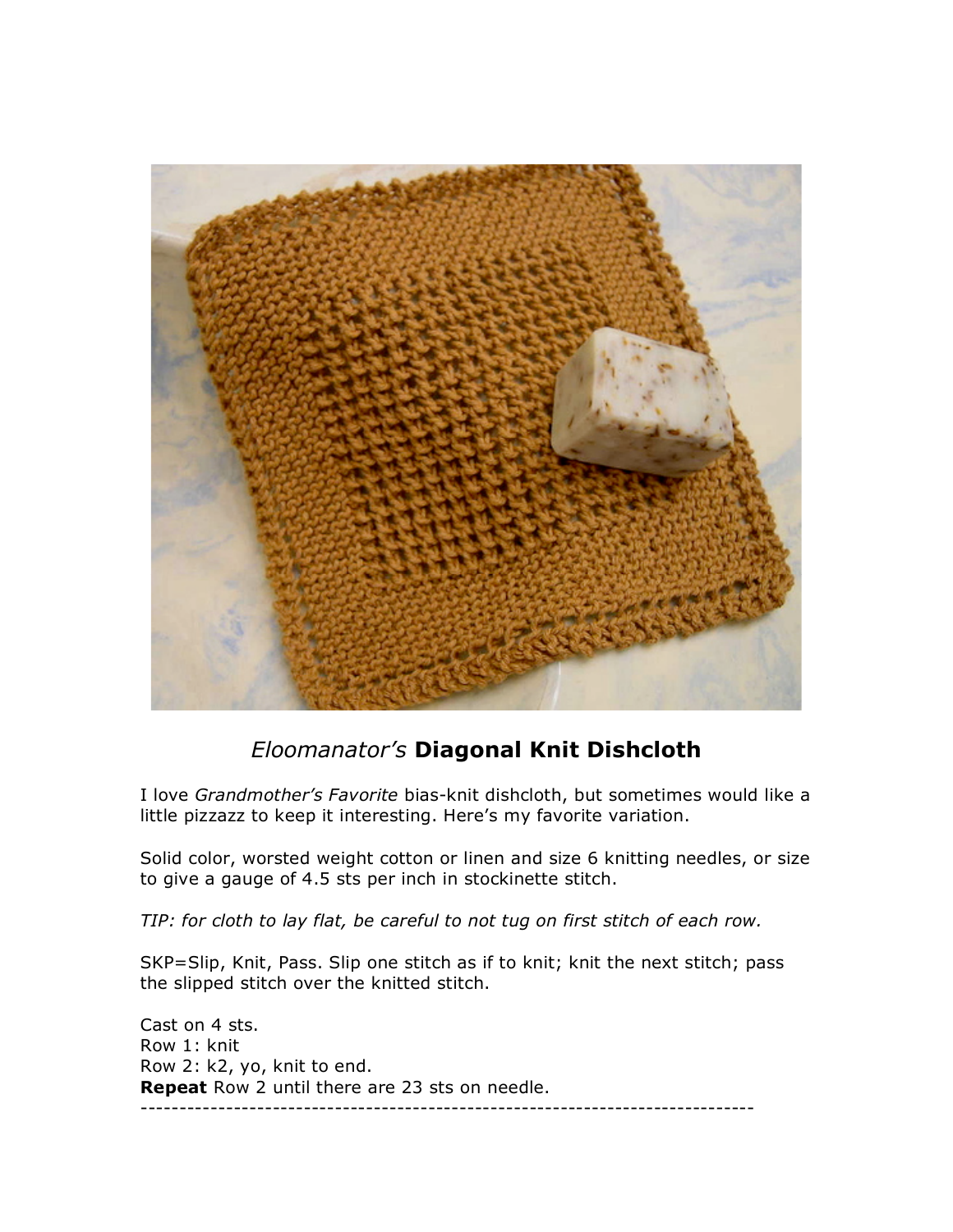# *Eloomanator's* **Diagonal Knit Dishcloth**

I love *Grandmother's Favorite* bias-knit dishcloth, but sometimes would like a little pizzazz to keep it interesting. Here's my favorite variation.

Solid color, worsted weight cotton or linen and size 6 knitting needles, or size to give a gauge of 4.5 sts per inch in stockinette stitch.

*TIP: for cloth to lay flat, be careful to not tug on first stitch of each row.*

SKP=Slip, Knit, Pass. Slip one stitch as if to knit; knit the next stitch; pass the slipped stitch over the knitted stitch.

Cast on 4 sts.
Row 1: knit
Row 2: k2, yo, knit to end.
**Repeat** Row 2 until there are 23 sts on needle.

---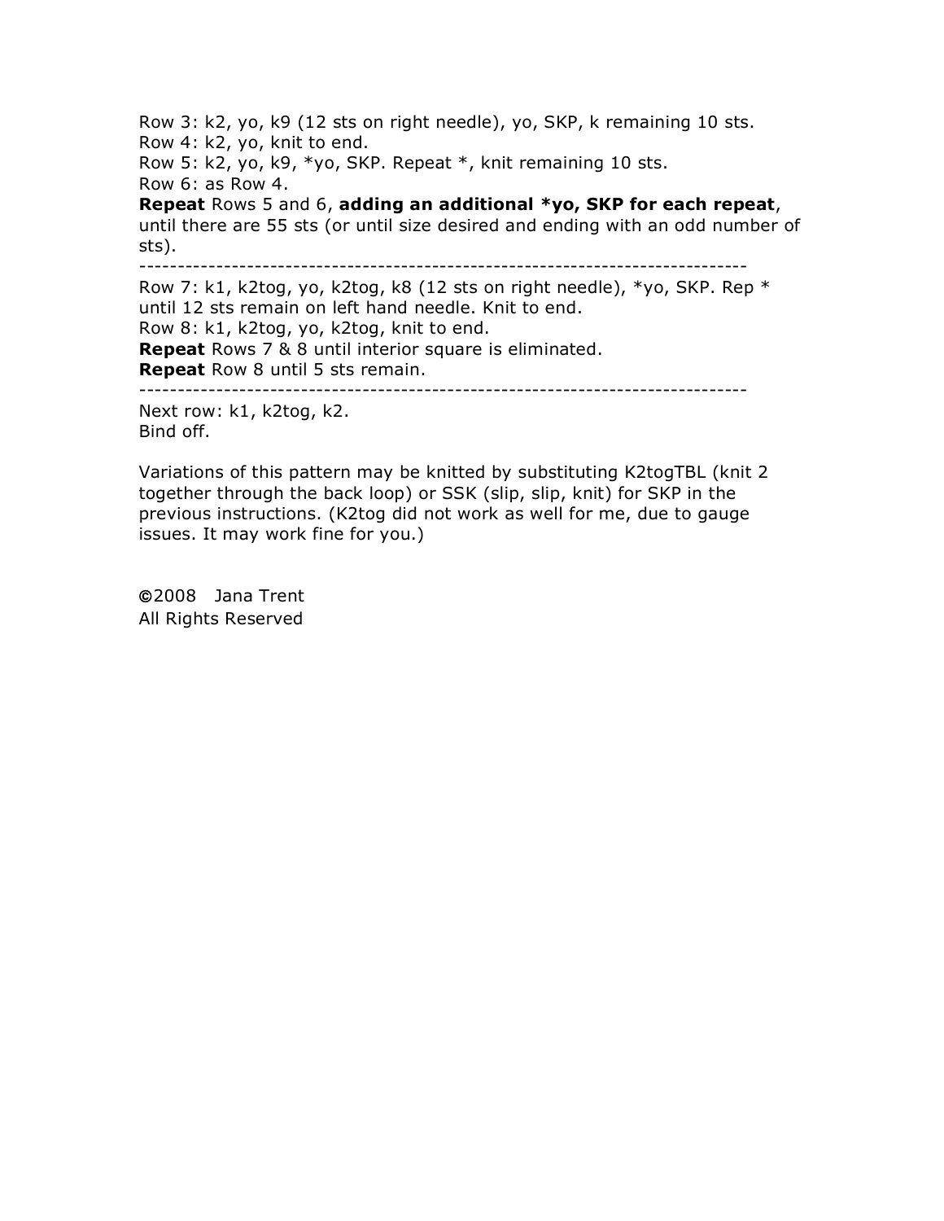Row 3: k2, yo, k9 (12 sts on right needle), yo, SKP, k remaining 10 sts.
Row 4: k2, yo, knit to end.
Row 5: k2, yo, k9, *yo, SKP. Repeat *, knit remaining 10 sts.
Row 6: as Row 4.
**Repeat** Rows 5 and 6, **adding an additional *yo, SKP for each repeat**, until there are 55 sts (or until size desired and ending with an odd number of sts).

---

Row 7: k1, k2tog, yo, k2tog, k8 (12 sts on right needle), *yo, SKP. Rep * until 12 sts remain on left hand needle. Knit to end.
Row 8: k1, k2tog, yo, k2tog, knit to end.
**Repeat** Rows 7 & 8 until interior square is eliminated.
**Repeat** Row 8 until 5 sts remain.

---

Next row: k1, k2tog, k2.
Bind off.

Variations of this pattern may be knitted by substituting K2togTBL (knit 2 together through the back loop) or SSK (slip, slip, knit) for SKP in the previous instructions. (K2tog did not work as well for me, due to gauge issues. It may work fine for you.)

©2008 Jana Trent
All Rights Reserved